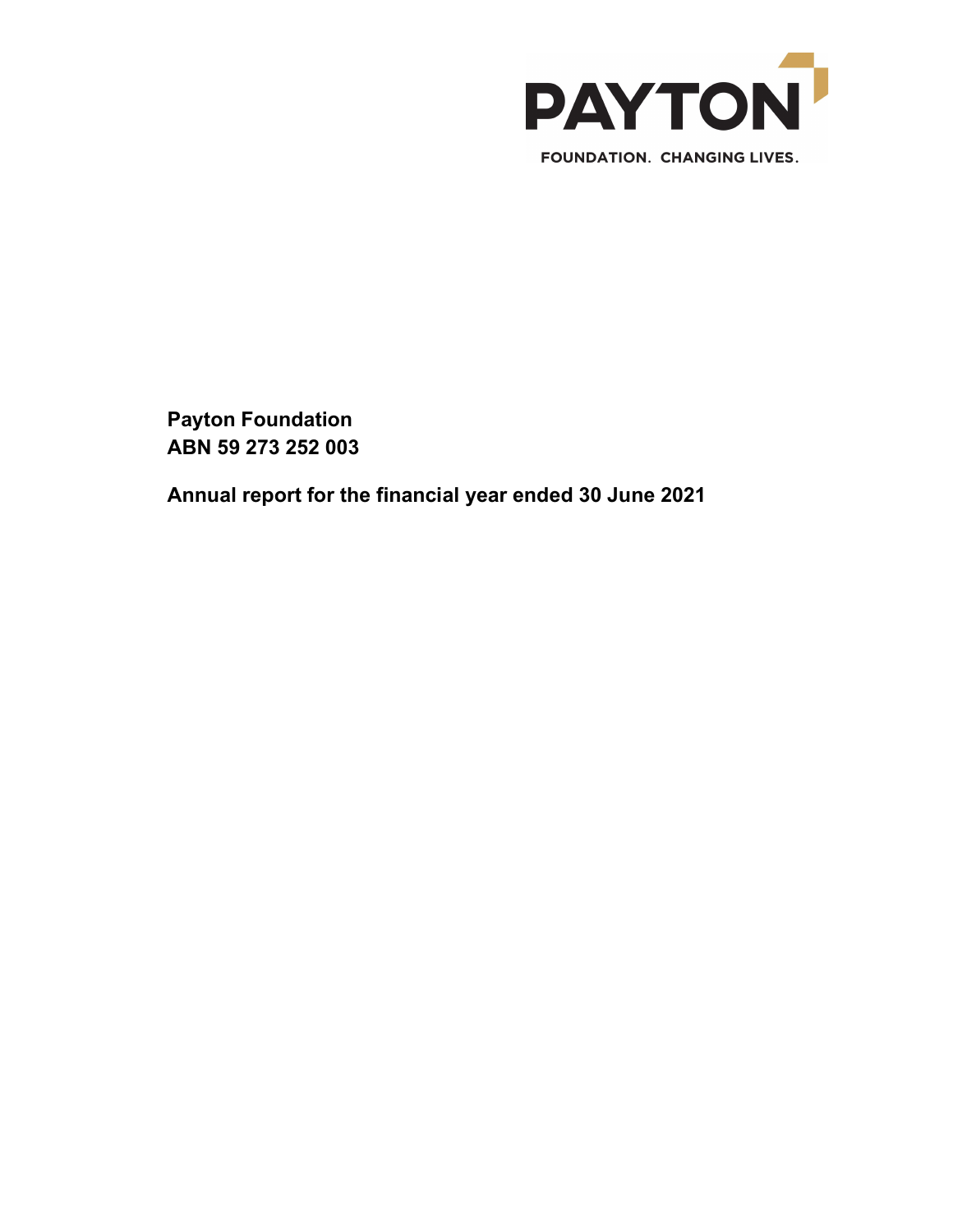PAYTON

FOUNDATION. CHANGING LIVES.

**Payton Foundation**
**ABN 59 273 252 003**

**Annual report for the financial year ended 30 June 2021**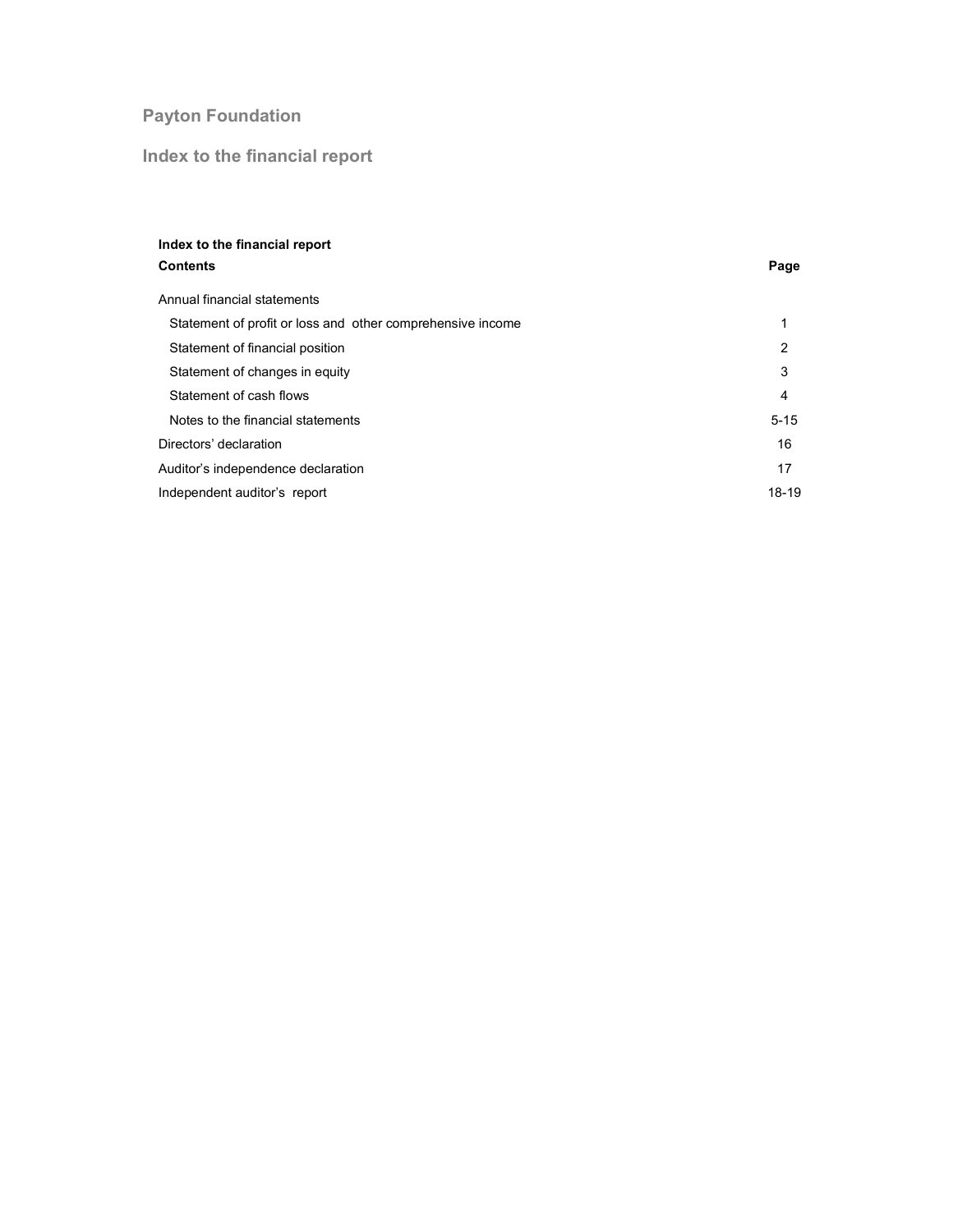# Payton Foundation

## Index to the financial report

| **Index to the financial report** | |
|---|---|
| **Contents** | **Page** |
| Annual financial statements | |
| Statement of profit or loss and other comprehensive income | 1 |
| Statement of financial position | 2 |
| Statement of changes in equity | 3 |
| Statement of cash flows | 4 |
| Notes to the financial statements | 5-15 |
| Directors' declaration | 16 |
| Auditor's independence declaration | 17 |
| Independent auditor's report | 18-19 |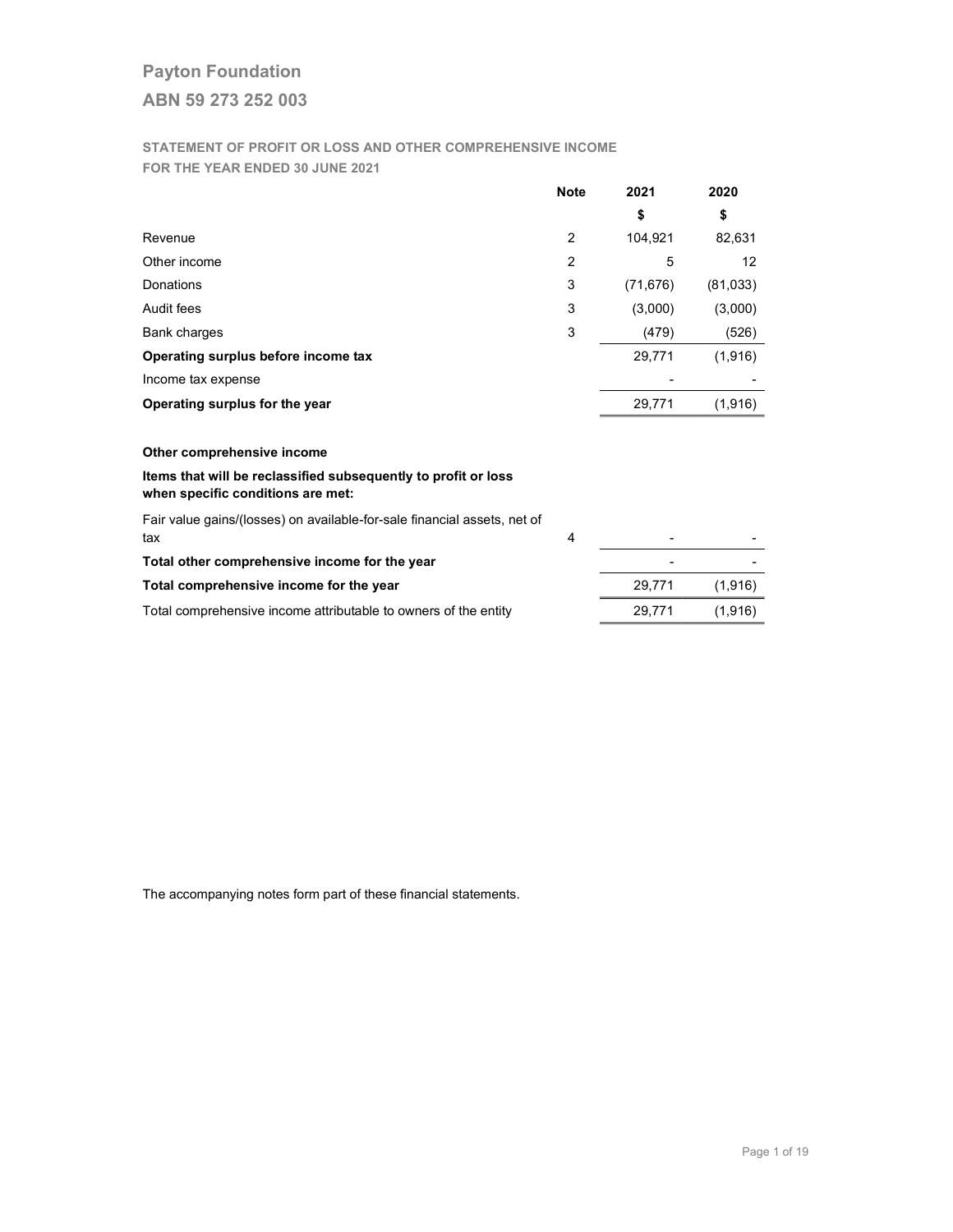# Payton Foundation

## ABN 59 273 252 003

### STATEMENT OF PROFIT OR LOSS AND OTHER COMPREHENSIVE INCOME
### FOR THE YEAR ENDED 30 JUNE 2021

| | Note | 2021 | 2020 |
|---|---|---|---|
| | | $ | $ |
| Revenue | 2 | 104,921 | 82,631 |
| Other income | 2 | 5 | 12 |
| Donations | 3 | (71,676) | (81,033) |
| Audit fees | 3 | (3,000) | (3,000) |
| Bank charges | 3 | (479) | (526) |
| **Operating surplus before income tax** | | 29,771 | (1,916) |
| Income tax expense | | - | - |
| **Operating surplus for the year** | | 29,771 | (1,916) |
| | | | |
| **Other comprehensive income** | | | |
| **Items that will be reclassified subsequently to profit or loss when specific conditions are met:** | | | |
| Fair value gains/(losses) on available-for-sale financial assets, net of tax | 4 | - | - |
| **Total other comprehensive income for the year** | | - | - |
| **Total comprehensive income for the year** | | 29,771 | (1,916) |
| Total comprehensive income attributable to owners of the entity | | 29,771 | (1,916) |

The accompanying notes form part of these financial statements.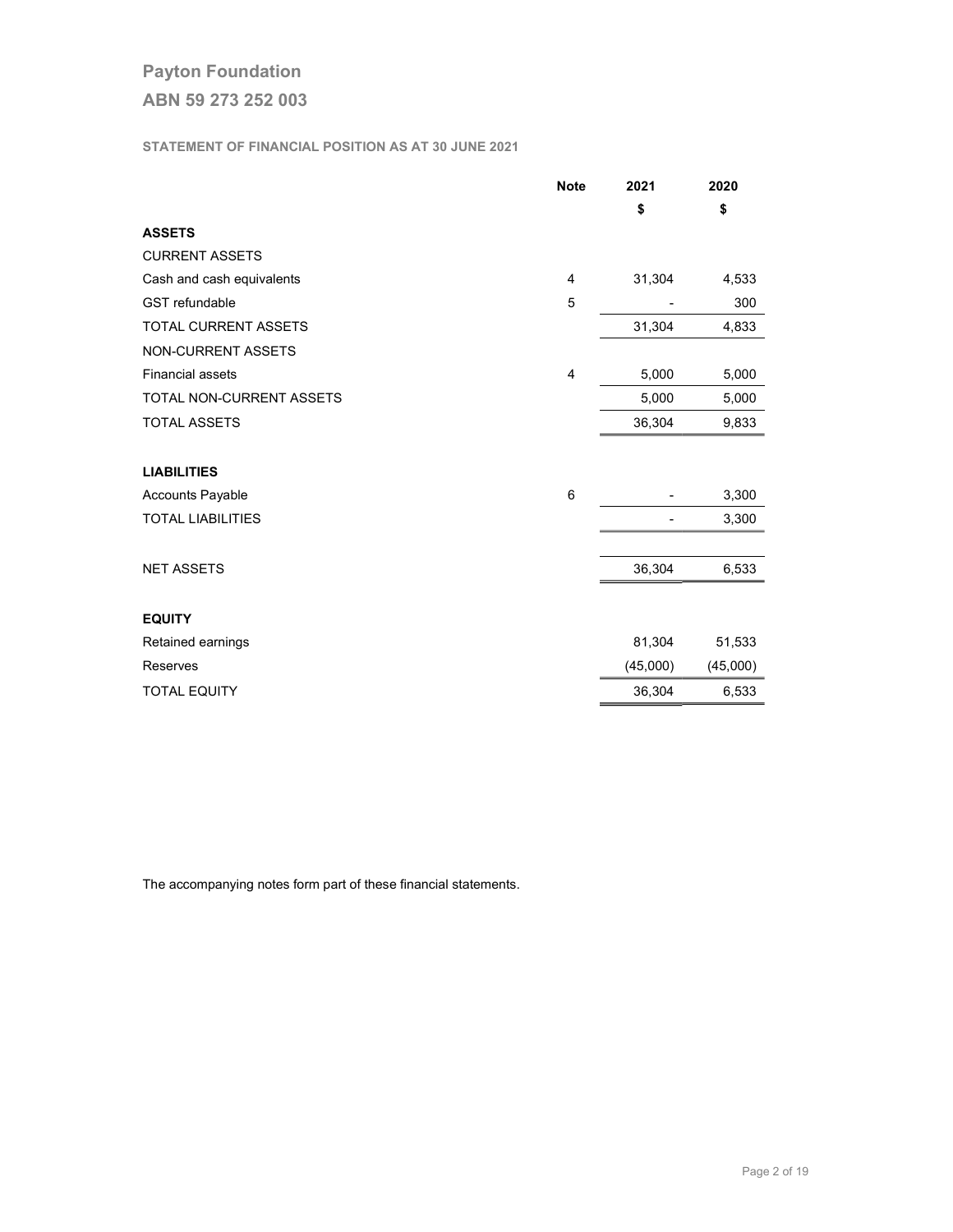# Payton Foundation

## ABN 59 273 252 003

### STATEMENT OF FINANCIAL POSITION AS AT 30 JUNE 2021

| | Note | 2021 | 2020 |
|---|---|---|---|
| | | $ | $ |
| **ASSETS** | | | |
| CURRENT ASSETS | | | |
| Cash and cash equivalents | 4 | 31,304 | 4,533 |
| GST refundable | 5 | - | 300 |
| TOTAL CURRENT ASSETS | | 31,304 | 4,833 |
| NON-CURRENT ASSETS | | | |
| Financial assets | 4 | 5,000 | 5,000 |
| TOTAL NON-CURRENT ASSETS | | 5,000 | 5,000 |
| TOTAL ASSETS | | 36,304 | 9,833 |
| | | | |
| **LIABILITIES** | | | |
| Accounts Payable | 6 | - | 3,300 |
| TOTAL LIABILITIES | | - | 3,300 |
| | | | |
| NET ASSETS | | 36,304 | 6,533 |
| | | | |
| **EQUITY** | | | |
| Retained earnings | | 81,304 | 51,533 |
| Reserves | | (45,000) | (45,000) |
| TOTAL EQUITY | | 36,304 | 6,533 |

The accompanying notes form part of these financial statements.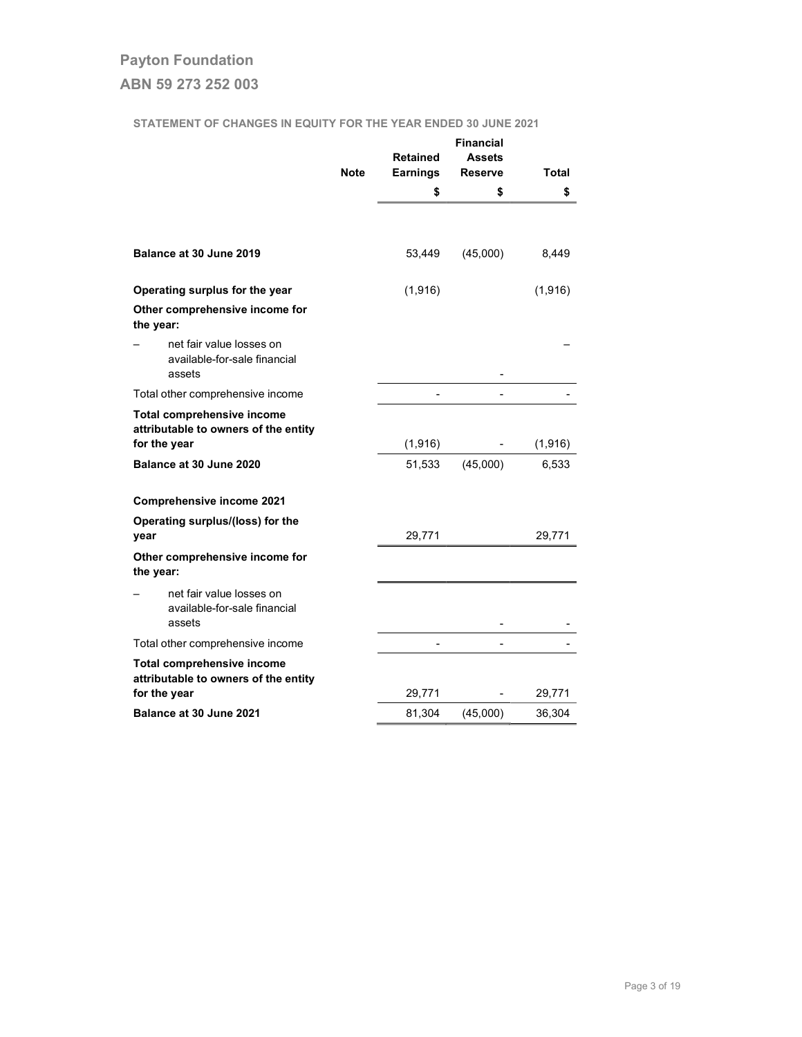# Payton Foundation

## ABN 59 273 252 003

### STATEMENT OF CHANGES IN EQUITY FOR THE YEAR ENDED 30 JUNE 2021

| | Note | Retained Earnings | Financial Assets Reserve | Total |
|---|---|---|---|---|
| | | $ | $ | $ |
| **Balance at 30 June 2019** | | 53,449 | (45,000) | 8,449 |
| **Operating surplus for the year** | | (1,916) | | (1,916) |
| **Other comprehensive income for the year:** | | | | |
| – net fair value losses on available-for-sale financial assets | | | - | – |
| Total other comprehensive income | | - | - | - |
| **Total comprehensive income attributable to owners of the entity for the year** | | (1,916) | - | (1,916) |
| **Balance at 30 June 2020** | | 51,533 | (45,000) | 6,533 |
| **Comprehensive income 2021** | | | | |
| **Operating surplus/(loss) for the year** | | 29,771 | | 29,771 |
| **Other comprehensive income for the year:** | | | | |
| – net fair value losses on available-for-sale financial assets | | | - | - |
| Total other comprehensive income | | - | - | - |
| **Total comprehensive income attributable to owners of the entity for the year** | | 29,771 | - | 29,771 |
| **Balance at 30 June 2021** | | 81,304 | (45,000) | 36,304 |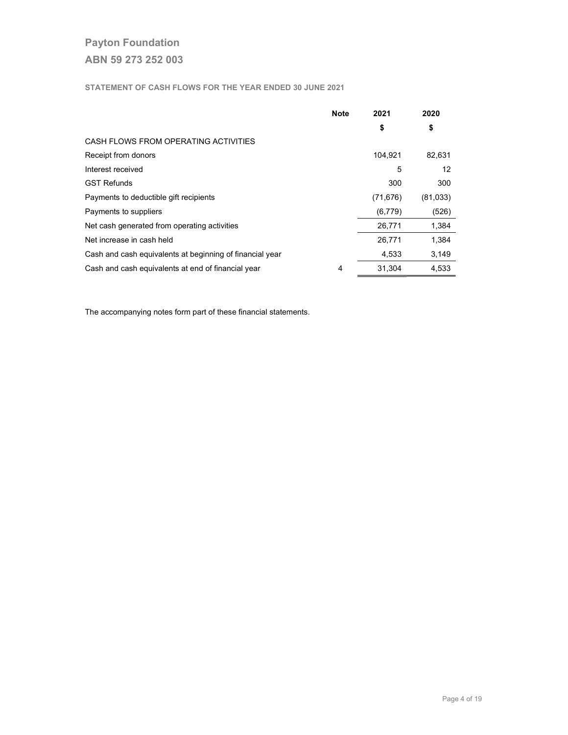# Payton Foundation

## ABN 59 273 252 003

### STATEMENT OF CASH FLOWS FOR THE YEAR ENDED 30 JUNE 2021

| | Note | 2021 | 2020 |
|---|---|---|---|
| | | $ | $ |
| CASH FLOWS FROM OPERATING ACTIVITIES | | | |
| Receipt from donors | | 104,921 | 82,631 |
| Interest received | | 5 | 12 |
| GST Refunds | | 300 | 300 |
| Payments to deductible gift recipients | | (71,676) | (81,033) |
| Payments to suppliers | | (6,779) | (526) |
| Net cash generated from operating activities | | 26,771 | 1,384 |
| Net increase in cash held | | 26,771 | 1,384 |
| Cash and cash equivalents at beginning of financial year | | 4,533 | 3,149 |
| Cash and cash equivalents at end of financial year | 4 | 31,304 | 4,533 |

The accompanying notes form part of these financial statements.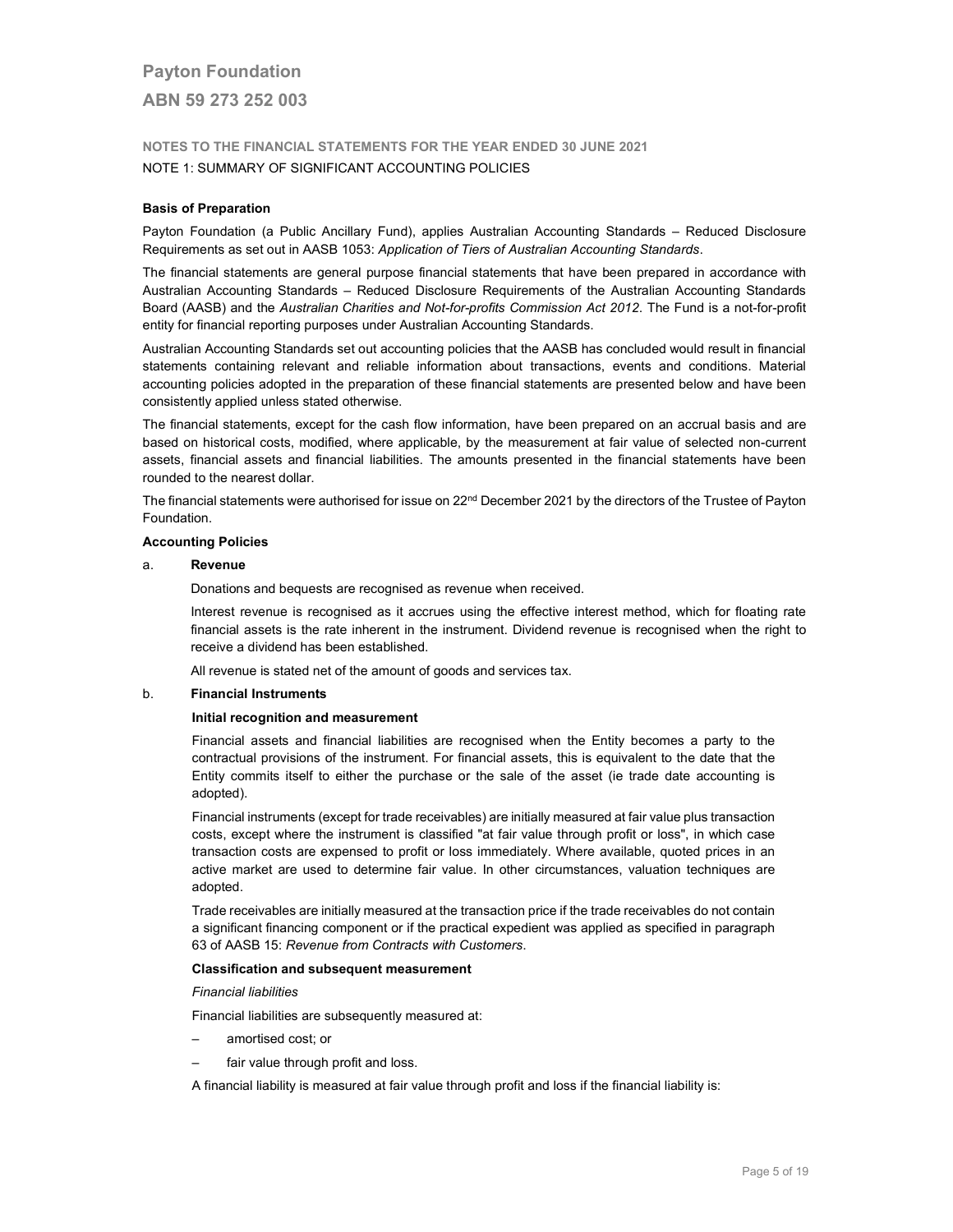# Payton Foundation

## ABN 59 273 252 003

### NOTES TO THE FINANCIAL STATEMENTS FOR THE YEAR ENDED 30 JUNE 2021

NOTE 1: SUMMARY OF SIGNIFICANT ACCOUNTING POLICIES

**Basis of Preparation**

Payton Foundation (a Public Ancillary Fund), applies Australian Accounting Standards – Reduced Disclosure Requirements as set out in AASB 1053: *Application of Tiers of Australian Accounting Standards*.

The financial statements are general purpose financial statements that have been prepared in accordance with Australian Accounting Standards – Reduced Disclosure Requirements of the Australian Accounting Standards Board (AASB) and the *Australian Charities and Not-for-profits Commission Act 2012*. The Fund is a not-for-profit entity for financial reporting purposes under Australian Accounting Standards.

Australian Accounting Standards set out accounting policies that the AASB has concluded would result in financial statements containing relevant and reliable information about transactions, events and conditions. Material accounting policies adopted in the preparation of these financial statements are presented below and have been consistently applied unless stated otherwise.

The financial statements, except for the cash flow information, have been prepared on an accrual basis and are based on historical costs, modified, where applicable, by the measurement at fair value of selected non-current assets, financial assets and financial liabilities. The amounts presented in the financial statements have been rounded to the nearest dollar.

The financial statements were authorised for issue on 22nd December 2021 by the directors of the Trustee of Payton Foundation.

**Accounting Policies**

a. **Revenue**

Donations and bequests are recognised as revenue when received.

Interest revenue is recognised as it accrues using the effective interest method, which for floating rate financial assets is the rate inherent in the instrument. Dividend revenue is recognised when the right to receive a dividend has been established.

All revenue is stated net of the amount of goods and services tax.

b. **Financial Instruments**

**Initial recognition and measurement**

Financial assets and financial liabilities are recognised when the Entity becomes a party to the contractual provisions of the instrument. For financial assets, this is equivalent to the date that the Entity commits itself to either the purchase or the sale of the asset (ie trade date accounting is adopted).

Financial instruments (except for trade receivables) are initially measured at fair value plus transaction costs, except where the instrument is classified "at fair value through profit or loss", in which case transaction costs are expensed to profit or loss immediately. Where available, quoted prices in an active market are used to determine fair value. In other circumstances, valuation techniques are adopted.

Trade receivables are initially measured at the transaction price if the trade receivables do not contain a significant financing component or if the practical expedient was applied as specified in paragraph 63 of AASB 15: *Revenue from Contracts with Customers*.

**Classification and subsequent measurement**

*Financial liabilities*

Financial liabilities are subsequently measured at:

- amortised cost; or
- fair value through profit and loss.

A financial liability is measured at fair value through profit and loss if the financial liability is: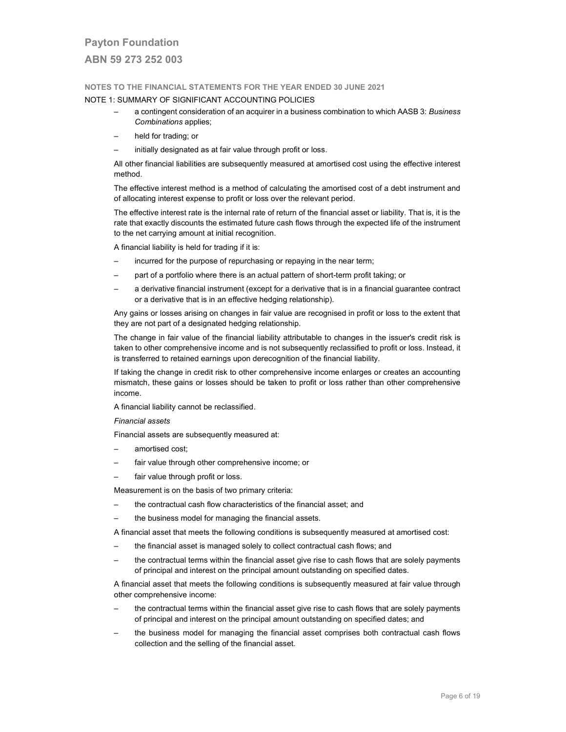NOTES TO THE FINANCIAL STATEMENTS FOR THE YEAR ENDED 30 JUNE 2021

NOTE 1: SUMMARY OF SIGNIFICANT ACCOUNTING POLICIES

- a contingent consideration of an acquirer in a business combination to which AASB 3: *Business Combinations* applies;
- held for trading; or
- initially designated as at fair value through profit or loss.

All other financial liabilities are subsequently measured at amortised cost using the effective interest method.

The effective interest method is a method of calculating the amortised cost of a debt instrument and of allocating interest expense to profit or loss over the relevant period.

The effective interest rate is the internal rate of return of the financial asset or liability. That is, it is the rate that exactly discounts the estimated future cash flows through the expected life of the instrument to the net carrying amount at initial recognition.

A financial liability is held for trading if it is:

- incurred for the purpose of repurchasing or repaying in the near term;
- part of a portfolio where there is an actual pattern of short-term profit taking; or
- a derivative financial instrument (except for a derivative that is in a financial guarantee contract or a derivative that is in an effective hedging relationship).

Any gains or losses arising on changes in fair value are recognised in profit or loss to the extent that they are not part of a designated hedging relationship.

The change in fair value of the financial liability attributable to changes in the issuer's credit risk is taken to other comprehensive income and is not subsequently reclassified to profit or loss. Instead, it is transferred to retained earnings upon derecognition of the financial liability.

If taking the change in credit risk to other comprehensive income enlarges or creates an accounting mismatch, these gains or losses should be taken to profit or loss rather than other comprehensive income.

A financial liability cannot be reclassified.

*Financial assets*

Financial assets are subsequently measured at:

- amortised cost;
- fair value through other comprehensive income; or
- fair value through profit or loss.

Measurement is on the basis of two primary criteria:

- the contractual cash flow characteristics of the financial asset; and
- the business model for managing the financial assets.

A financial asset that meets the following conditions is subsequently measured at amortised cost:

- the financial asset is managed solely to collect contractual cash flows; and
- the contractual terms within the financial asset give rise to cash flows that are solely payments of principal and interest on the principal amount outstanding on specified dates.

A financial asset that meets the following conditions is subsequently measured at fair value through other comprehensive income:

- the contractual terms within the financial asset give rise to cash flows that are solely payments of principal and interest on the principal amount outstanding on specified dates; and
- the business model for managing the financial asset comprises both contractual cash flows collection and the selling of the financial asset.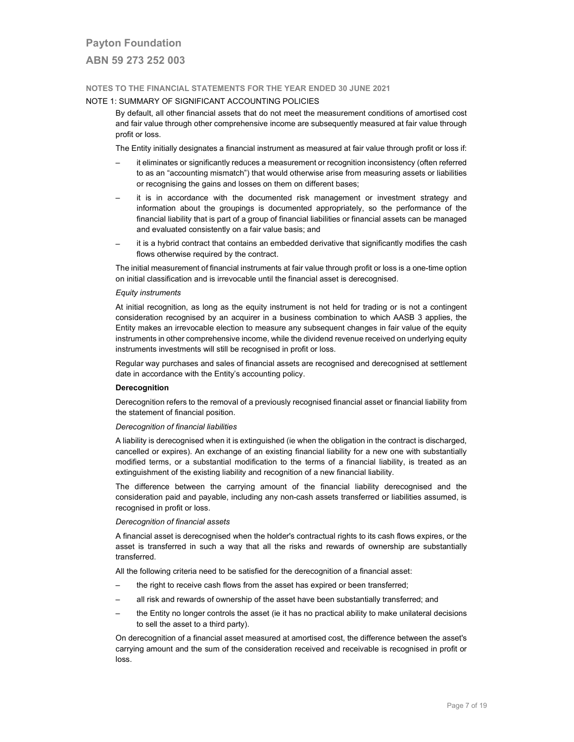# Payton Foundation

## ABN 59 273 252 003

**NOTES TO THE FINANCIAL STATEMENTS FOR THE YEAR ENDED 30 JUNE 2021**

NOTE 1: SUMMARY OF SIGNIFICANT ACCOUNTING POLICIES

By default, all other financial assets that do not meet the measurement conditions of amortised cost and fair value through other comprehensive income are subsequently measured at fair value through profit or loss.

The Entity initially designates a financial instrument as measured at fair value through profit or loss if:

- it eliminates or significantly reduces a measurement or recognition inconsistency (often referred to as an "accounting mismatch") that would otherwise arise from measuring assets or liabilities or recognising the gains and losses on them on different bases;
- it is in accordance with the documented risk management or investment strategy and information about the groupings is documented appropriately, so the performance of the financial liability that is part of a group of financial liabilities or financial assets can be managed and evaluated consistently on a fair value basis; and
- it is a hybrid contract that contains an embedded derivative that significantly modifies the cash flows otherwise required by the contract.

The initial measurement of financial instruments at fair value through profit or loss is a one-time option on initial classification and is irrevocable until the financial asset is derecognised.

*Equity instruments*

At initial recognition, as long as the equity instrument is not held for trading or is not a contingent consideration recognised by an acquirer in a business combination to which AASB 3 applies, the Entity makes an irrevocable election to measure any subsequent changes in fair value of the equity instruments in other comprehensive income, while the dividend revenue received on underlying equity instruments investments will still be recognised in profit or loss.

Regular way purchases and sales of financial assets are recognised and derecognised at settlement date in accordance with the Entity's accounting policy.

**Derecognition**

Derecognition refers to the removal of a previously recognised financial asset or financial liability from the statement of financial position.

*Derecognition of financial liabilities*

A liability is derecognised when it is extinguished (ie when the obligation in the contract is discharged, cancelled or expires). An exchange of an existing financial liability for a new one with substantially modified terms, or a substantial modification to the terms of a financial liability, is treated as an extinguishment of the existing liability and recognition of a new financial liability.

The difference between the carrying amount of the financial liability derecognised and the consideration paid and payable, including any non-cash assets transferred or liabilities assumed, is recognised in profit or loss.

*Derecognition of financial assets*

A financial asset is derecognised when the holder's contractual rights to its cash flows expires, or the asset is transferred in such a way that all the risks and rewards of ownership are substantially transferred.

All the following criteria need to be satisfied for the derecognition of a financial asset:

- the right to receive cash flows from the asset has expired or been transferred;
- all risk and rewards of ownership of the asset have been substantially transferred; and
- the Entity no longer controls the asset (ie it has no practical ability to make unilateral decisions to sell the asset to a third party).

On derecognition of a financial asset measured at amortised cost, the difference between the asset's carrying amount and the sum of the consideration received and receivable is recognised in profit or loss.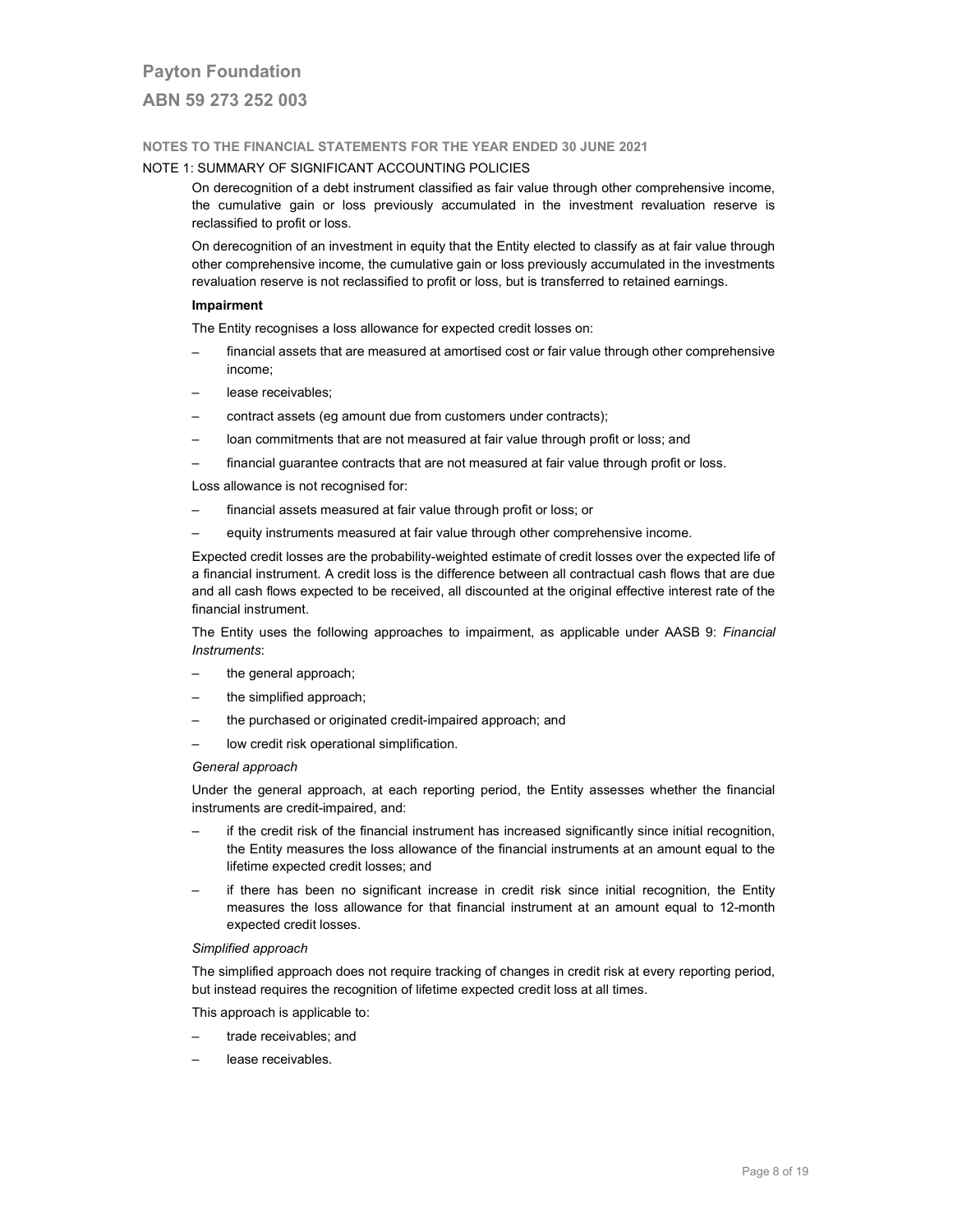NOTES TO THE FINANCIAL STATEMENTS FOR THE YEAR ENDED 30 JUNE 2021

NOTE 1: SUMMARY OF SIGNIFICANT ACCOUNTING POLICIES

On derecognition of a debt instrument classified as fair value through other comprehensive income, the cumulative gain or loss previously accumulated in the investment revaluation reserve is reclassified to profit or loss.

On derecognition of an investment in equity that the Entity elected to classify as at fair value through other comprehensive income, the cumulative gain or loss previously accumulated in the investments revaluation reserve is not reclassified to profit or loss, but is transferred to retained earnings.

**Impairment**

The Entity recognises a loss allowance for expected credit losses on:

- financial assets that are measured at amortised cost or fair value through other comprehensive income;
- lease receivables;
- contract assets (eg amount due from customers under contracts);
- loan commitments that are not measured at fair value through profit or loss; and
- financial guarantee contracts that are not measured at fair value through profit or loss.

Loss allowance is not recognised for:

- financial assets measured at fair value through profit or loss; or
- equity instruments measured at fair value through other comprehensive income.

Expected credit losses are the probability-weighted estimate of credit losses over the expected life of a financial instrument. A credit loss is the difference between all contractual cash flows that are due and all cash flows expected to be received, all discounted at the original effective interest rate of the financial instrument.

The Entity uses the following approaches to impairment, as applicable under AASB 9: *Financial Instruments*:

- the general approach;
- the simplified approach;
- the purchased or originated credit-impaired approach; and
- low credit risk operational simplification.

*General approach*

Under the general approach, at each reporting period, the Entity assesses whether the financial instruments are credit-impaired, and:

- if the credit risk of the financial instrument has increased significantly since initial recognition, the Entity measures the loss allowance of the financial instruments at an amount equal to the lifetime expected credit losses; and
- if there has been no significant increase in credit risk since initial recognition, the Entity measures the loss allowance for that financial instrument at an amount equal to 12-month expected credit losses.

*Simplified approach*

The simplified approach does not require tracking of changes in credit risk at every reporting period, but instead requires the recognition of lifetime expected credit loss at all times.

This approach is applicable to:

- trade receivables; and
- lease receivables.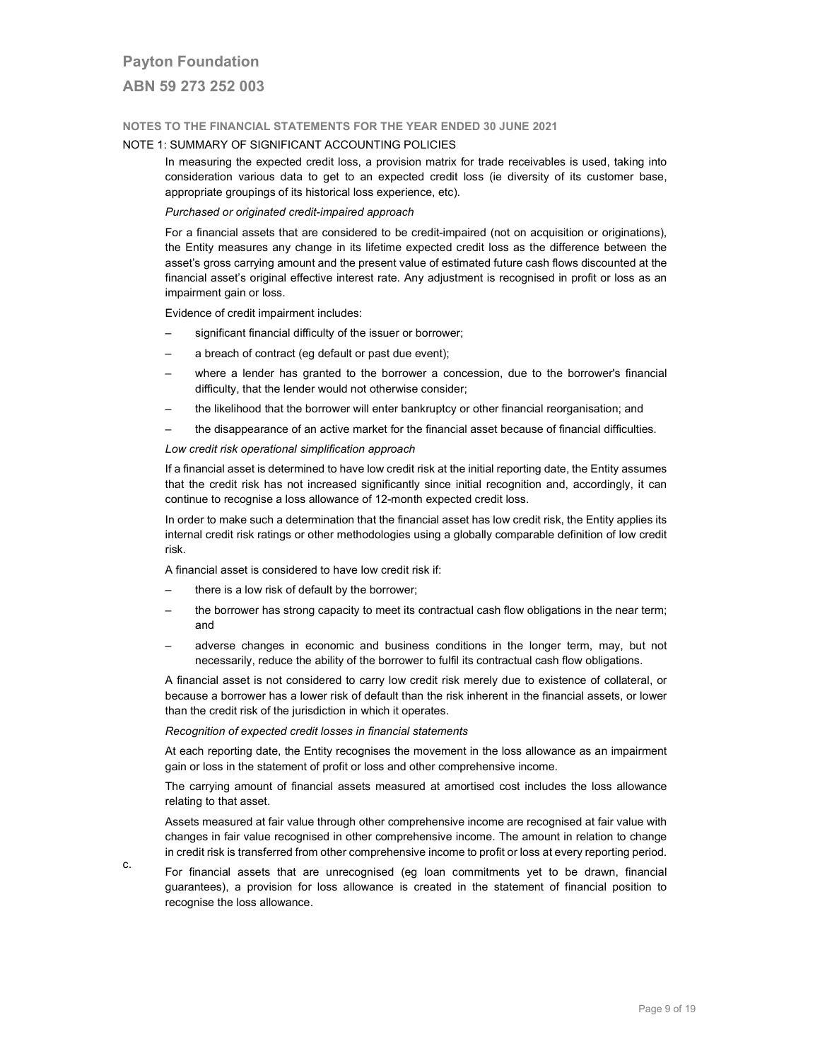# Payton Foundation

## ABN 59 273 252 003

**NOTES TO THE FINANCIAL STATEMENTS FOR THE YEAR ENDED 30 JUNE 2021**

NOTE 1: SUMMARY OF SIGNIFICANT ACCOUNTING POLICIES

In measuring the expected credit loss, a provision matrix for trade receivables is used, taking into consideration various data to get to an expected credit loss (ie diversity of its customer base, appropriate groupings of its historical loss experience, etc).

*Purchased or originated credit-impaired approach*

For a financial assets that are considered to be credit-impaired (not on acquisition or originations), the Entity measures any change in its lifetime expected credit loss as the difference between the asset's gross carrying amount and the present value of estimated future cash flows discounted at the financial asset's original effective interest rate. Any adjustment is recognised in profit or loss as an impairment gain or loss.

Evidence of credit impairment includes:

- significant financial difficulty of the issuer or borrower;
- a breach of contract (eg default or past due event);
- where a lender has granted to the borrower a concession, due to the borrower's financial difficulty, that the lender would not otherwise consider;
- the likelihood that the borrower will enter bankruptcy or other financial reorganisation; and
- the disappearance of an active market for the financial asset because of financial difficulties.

*Low credit risk operational simplification approach*

If a financial asset is determined to have low credit risk at the initial reporting date, the Entity assumes that the credit risk has not increased significantly since initial recognition and, accordingly, it can continue to recognise a loss allowance of 12-month expected credit loss.

In order to make such a determination that the financial asset has low credit risk, the Entity applies its internal credit risk ratings or other methodologies using a globally comparable definition of low credit risk.

A financial asset is considered to have low credit risk if:

- there is a low risk of default by the borrower;
- the borrower has strong capacity to meet its contractual cash flow obligations in the near term; and
- adverse changes in economic and business conditions in the longer term, may, but not necessarily, reduce the ability of the borrower to fulfil its contractual cash flow obligations.

A financial asset is not considered to carry low credit risk merely due to existence of collateral, or because a borrower has a lower risk of default than the risk inherent in the financial assets, or lower than the credit risk of the jurisdiction in which it operates.

*Recognition of expected credit losses in financial statements*

At each reporting date, the Entity recognises the movement in the loss allowance as an impairment gain or loss in the statement of profit or loss and other comprehensive income.

The carrying amount of financial assets measured at amortised cost includes the loss allowance relating to that asset.

Assets measured at fair value through other comprehensive income are recognised at fair value with changes in fair value recognised in other comprehensive income. The amount in relation to change in credit risk is transferred from other comprehensive income to profit or loss at every reporting period.

c. For financial assets that are unrecognised (eg loan commitments yet to be drawn, financial guarantees), a provision for loss allowance is created in the statement of financial position to recognise the loss allowance.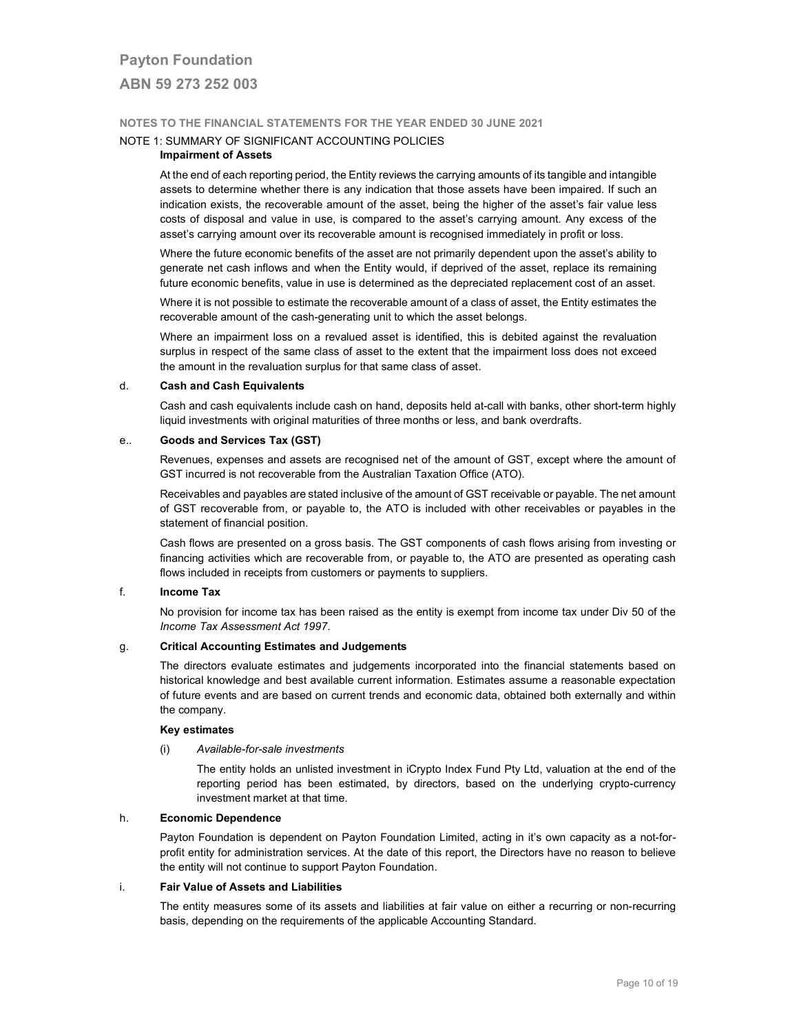# Payton Foundation

## ABN 59 273 252 003

### NOTES TO THE FINANCIAL STATEMENTS FOR THE YEAR ENDED 30 JUNE 2021

NOTE 1: SUMMARY OF SIGNIFICANT ACCOUNTING POLICIES

**Impairment of Assets**

At the end of each reporting period, the Entity reviews the carrying amounts of its tangible and intangible assets to determine whether there is any indication that those assets have been impaired. If such an indication exists, the recoverable amount of the asset, being the higher of the asset's fair value less costs of disposal and value in use, is compared to the asset's carrying amount. Any excess of the asset's carrying amount over its recoverable amount is recognised immediately in profit or loss.

Where the future economic benefits of the asset are not primarily dependent upon the asset's ability to generate net cash inflows and when the Entity would, if deprived of the asset, replace its remaining future economic benefits, value in use is determined as the depreciated replacement cost of an asset.

Where it is not possible to estimate the recoverable amount of a class of asset, the Entity estimates the recoverable amount of the cash-generating unit to which the asset belongs.

Where an impairment loss on a revalued asset is identified, this is debited against the revaluation surplus in respect of the same class of asset to the extent that the impairment loss does not exceed the amount in the revaluation surplus for that same class of asset.

d. **Cash and Cash Equivalents**

Cash and cash equivalents include cash on hand, deposits held at-call with banks, other short-term highly liquid investments with original maturities of three months or less, and bank overdrafts.

e.. **Goods and Services Tax (GST)**

Revenues, expenses and assets are recognised net of the amount of GST, except where the amount of GST incurred is not recoverable from the Australian Taxation Office (ATO).

Receivables and payables are stated inclusive of the amount of GST receivable or payable. The net amount of GST recoverable from, or payable to, the ATO is included with other receivables or payables in the statement of financial position.

Cash flows are presented on a gross basis. The GST components of cash flows arising from investing or financing activities which are recoverable from, or payable to, the ATO are presented as operating cash flows included in receipts from customers or payments to suppliers.

f. **Income Tax**

No provision for income tax has been raised as the entity is exempt from income tax under Div 50 of the *Income Tax Assessment Act 1997*.

g. **Critical Accounting Estimates and Judgements**

The directors evaluate estimates and judgements incorporated into the financial statements based on historical knowledge and best available current information. Estimates assume a reasonable expectation of future events and are based on current trends and economic data, obtained both externally and within the company.

**Key estimates**

(i) *Available-for-sale investments*

The entity holds an unlisted investment in iCrypto Index Fund Pty Ltd, valuation at the end of the reporting period has been estimated, by directors, based on the underlying crypto-currency investment market at that time.

h. **Economic Dependence**

Payton Foundation is dependent on Payton Foundation Limited, acting in it's own capacity as a not-for-profit entity for administration services. At the date of this report, the Directors have no reason to believe the entity will not continue to support Payton Foundation.

i. **Fair Value of Assets and Liabilities**

The entity measures some of its assets and liabilities at fair value on either a recurring or non-recurring basis, depending on the requirements of the applicable Accounting Standard.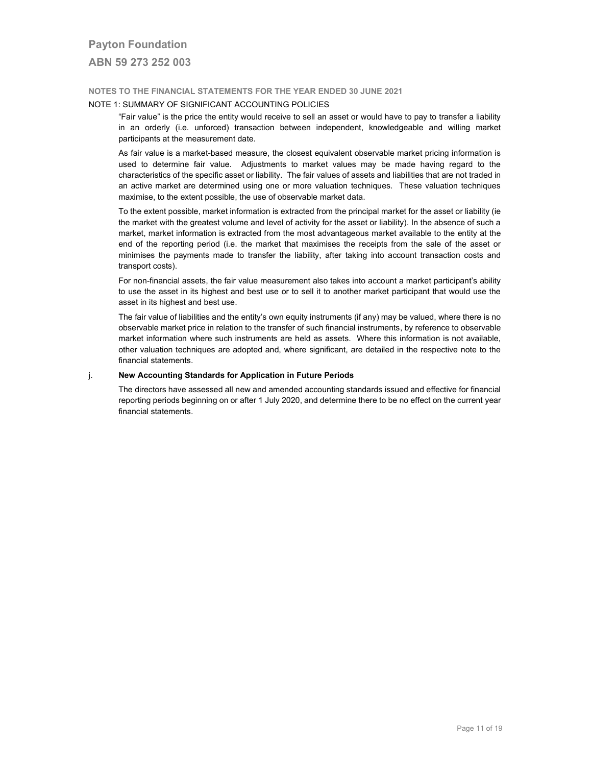**NOTES TO THE FINANCIAL STATEMENTS FOR THE YEAR ENDED 30 JUNE 2021**

NOTE 1: SUMMARY OF SIGNIFICANT ACCOUNTING POLICIES

"Fair value" is the price the entity would receive to sell an asset or would have to pay to transfer a liability in an orderly (i.e. unforced) transaction between independent, knowledgeable and willing market participants at the measurement date.

As fair value is a market-based measure, the closest equivalent observable market pricing information is used to determine fair value. Adjustments to market values may be made having regard to the characteristics of the specific asset or liability. The fair values of assets and liabilities that are not traded in an active market are determined using one or more valuation techniques. These valuation techniques maximise, to the extent possible, the use of observable market data.

To the extent possible, market information is extracted from the principal market for the asset or liability (ie the market with the greatest volume and level of activity for the asset or liability). In the absence of such a market, market information is extracted from the most advantageous market available to the entity at the end of the reporting period (i.e. the market that maximises the receipts from the sale of the asset or minimises the payments made to transfer the liability, after taking into account transaction costs and transport costs).

For non-financial assets, the fair value measurement also takes into account a market participant's ability to use the asset in its highest and best use or to sell it to another market participant that would use the asset in its highest and best use.

The fair value of liabilities and the entity's own equity instruments (if any) may be valued, where there is no observable market price in relation to the transfer of such financial instruments, by reference to observable market information where such instruments are held as assets. Where this information is not available, other valuation techniques are adopted and, where significant, are detailed in the respective note to the financial statements.

j. **New Accounting Standards for Application in Future Periods**

The directors have assessed all new and amended accounting standards issued and effective for financial reporting periods beginning on or after 1 July 2020, and determine there to be no effect on the current year financial statements.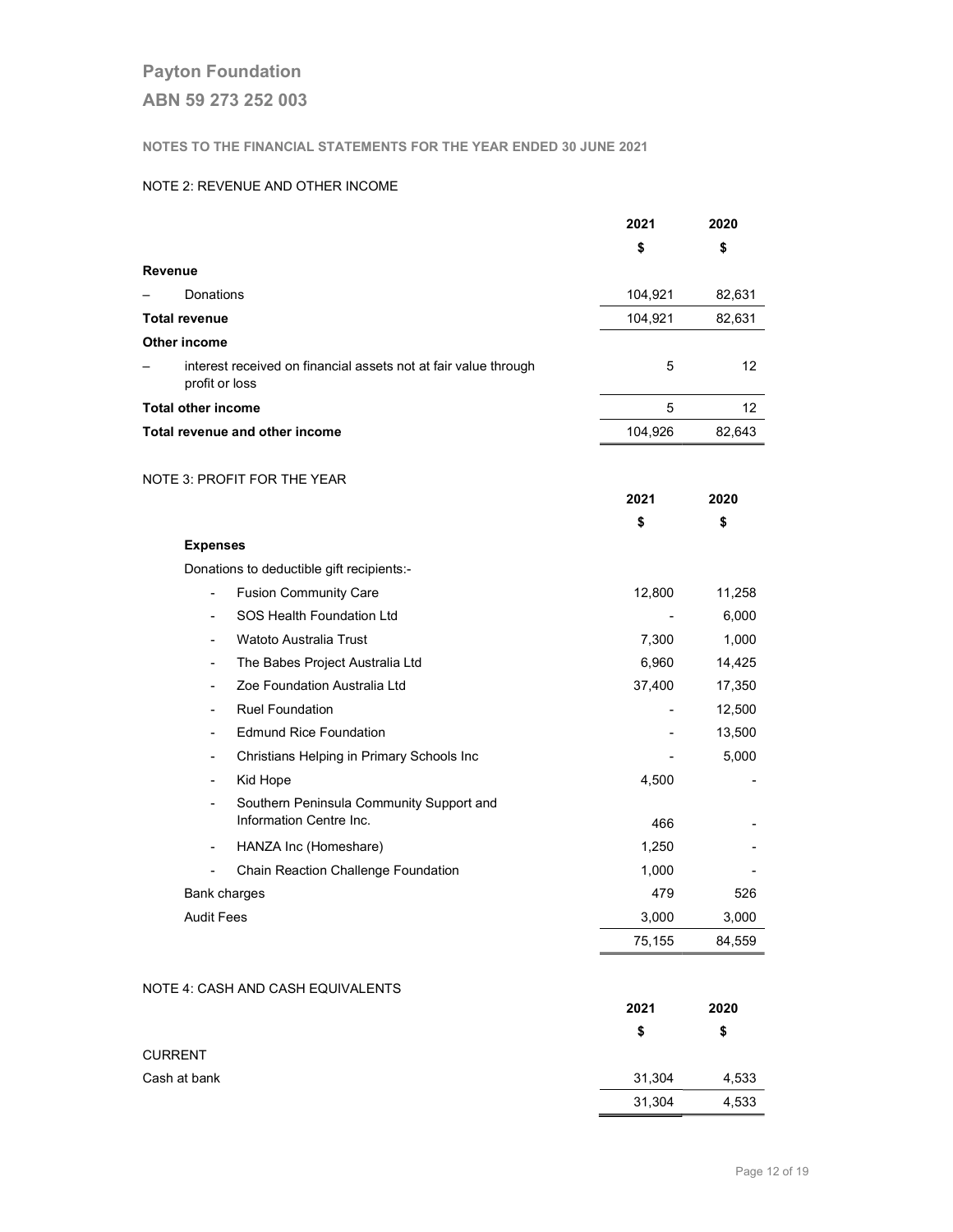# Payton Foundation

## ABN 59 273 252 003

### NOTES TO THE FINANCIAL STATEMENTS FOR THE YEAR ENDED 30 JUNE 2021

#### NOTE 2: REVENUE AND OTHER INCOME

| | 2021 | 2020 |
|---|---|---|
| | $ | $ |
| **Revenue** | | |
| – Donations | 104,921 | 82,631 |
| **Total revenue** | 104,921 | 82,631 |
| **Other income** | | |
| – interest received on financial assets not at fair value through profit or loss | 5 | 12 |
| **Total other income** | 5 | 12 |
| **Total revenue and other income** | 104,926 | 82,643 |

#### NOTE 3: PROFIT FOR THE YEAR

| | 2021 | 2020 |
|---|---|---|
| | $ | $ |
| **Expenses** | | |
| Donations to deductible gift recipients:- | | |
| - Fusion Community Care | 12,800 | 11,258 |
| - SOS Health Foundation Ltd | - | 6,000 |
| - Watoto Australia Trust | 7,300 | 1,000 |
| - The Babes Project Australia Ltd | 6,960 | 14,425 |
| - Zoe Foundation Australia Ltd | 37,400 | 17,350 |
| - Ruel Foundation | - | 12,500 |
| - Edmund Rice Foundation | - | 13,500 |
| - Christians Helping in Primary Schools Inc | - | 5,000 |
| - Kid Hope | 4,500 | - |
| - Southern Peninsula Community Support and Information Centre Inc. | 466 | - |
| - HANZA Inc (Homeshare) | 1,250 | - |
| - Chain Reaction Challenge Foundation | 1,000 | - |
| Bank charges | 479 | 526 |
| Audit Fees | 3,000 | 3,000 |
| | 75,155 | 84,559 |

#### NOTE 4: CASH AND CASH EQUIVALENTS

| | 2021 | 2020 |
|---|---|---|
| | $ | $ |
| CURRENT | | |
| Cash at bank | 31,304 | 4,533 |
| | 31,304 | 4,533 |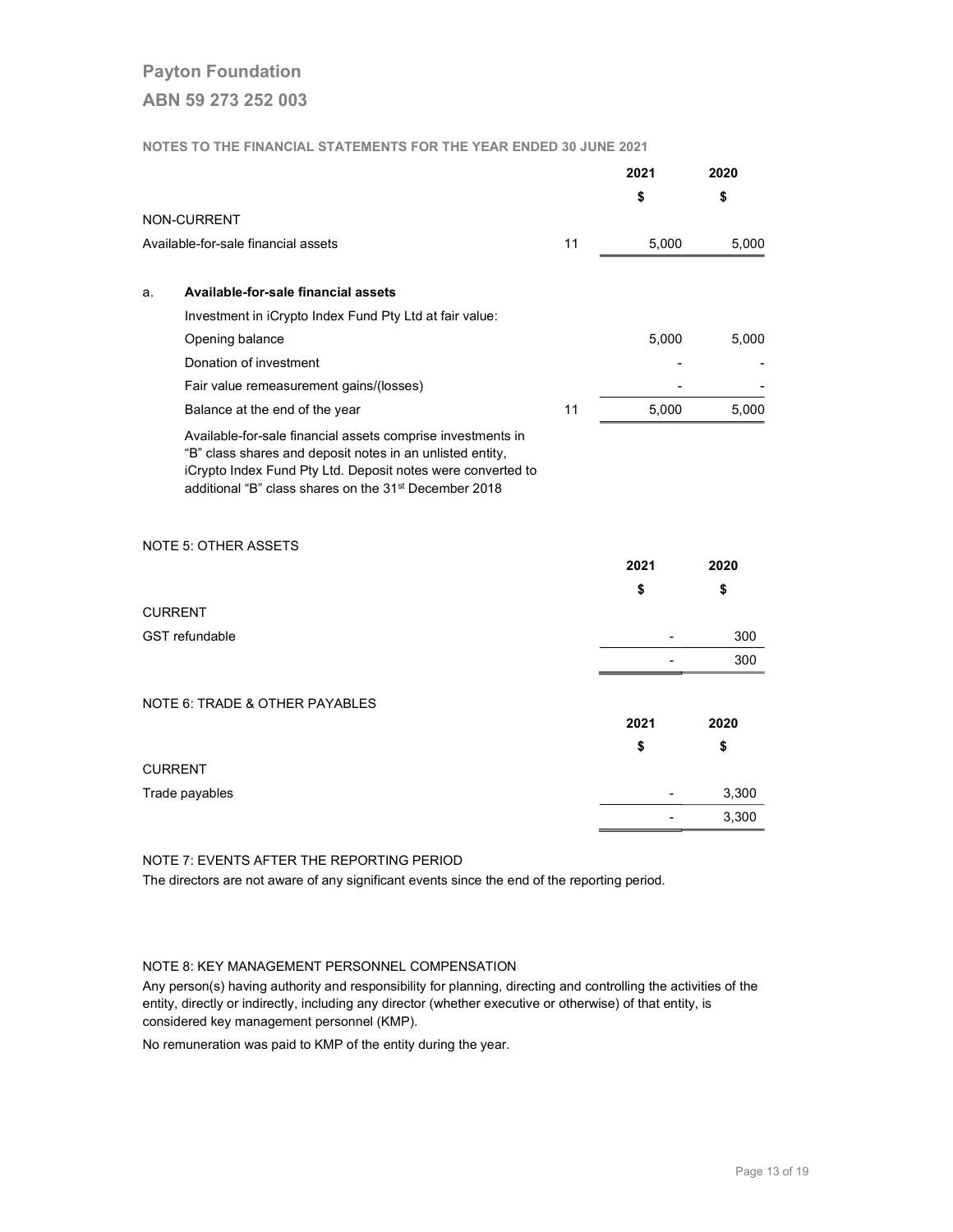# Payton Foundation

## ABN 59 273 252 003

**NOTES TO THE FINANCIAL STATEMENTS FOR THE YEAR ENDED 30 JUNE 2021**

| | | 2021 | 2020 |
|---|---|---|---|
| | | $ | $ |
| NON-CURRENT | | | |
| Available-for-sale financial assets | 11 | 5,000 | 5,000 |

| | | | 2021 | 2020 |
|---|---|---|---|---|
| a. | **Available-for-sale financial assets** | | | |
| | Investment in iCrypto Index Fund Pty Ltd at fair value: | | | |
| | Opening balance | | 5,000 | 5,000 |
| | Donation of investment | | - | - |
| | Fair value remeasurement gains/(losses) | | - | - |
| | Balance at the end of the year | 11 | 5,000 | 5,000 |

Available-for-sale financial assets comprise investments in "B" class shares and deposit notes in an unlisted entity, iCrypto Index Fund Pty Ltd. Deposit notes were converted to additional "B" class shares on the 31st December 2018

NOTE 5: OTHER ASSETS

| | 2021 | 2020 |
|---|---|---|
| | $ | $ |
| CURRENT | | |
| GST refundable | - | 300 |
| | - | 300 |

NOTE 6: TRADE & OTHER PAYABLES

| | 2021 | 2020 |
|---|---|---|
| | $ | $ |
| CURRENT | | |
| Trade payables | - | 3,300 |
| | - | 3,300 |

NOTE 7: EVENTS AFTER THE REPORTING PERIOD

The directors are not aware of any significant events since the end of the reporting period.

NOTE 8: KEY MANAGEMENT PERSONNEL COMPENSATION

Any person(s) having authority and responsibility for planning, directing and controlling the activities of the entity, directly or indirectly, including any director (whether executive or otherwise) of that entity, is considered key management personnel (KMP).

No remuneration was paid to KMP of the entity during the year.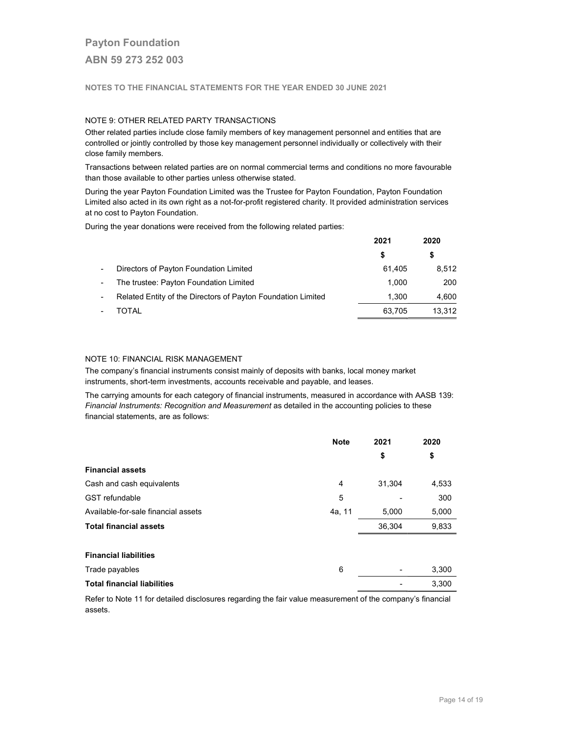# Payton Foundation

## ABN 59 273 252 003

**NOTES TO THE FINANCIAL STATEMENTS FOR THE YEAR ENDED 30 JUNE 2021**

NOTE 9: OTHER RELATED PARTY TRANSACTIONS

Other related parties include close family members of key management personnel and entities that are controlled or jointly controlled by those key management personnel individually or collectively with their close family members.

Transactions between related parties are on normal commercial terms and conditions no more favourable than those available to other parties unless otherwise stated.

During the year Payton Foundation Limited was the Trustee for Payton Foundation, Payton Foundation Limited also acted in its own right as a not-for-profit registered charity. It provided administration services at no cost to Payton Foundation.

During the year donations were received from the following related parties:

| | 2021 | 2020 |
|---|---|---|
| | **$** | **$** |
| - Directors of Payton Foundation Limited | 61,405 | 8,512 |
| - The trustee: Payton Foundation Limited | 1,000 | 200 |
| - Related Entity of the Directors of Payton Foundation Limited | 1,300 | 4,600 |
| - TOTAL | 63,705 | 13,312 |

NOTE 10: FINANCIAL RISK MANAGEMENT

The company's financial instruments consist mainly of deposits with banks, local money market instruments, short-term investments, accounts receivable and payable, and leases.

The carrying amounts for each category of financial instruments, measured in accordance with AASB 139: *Financial Instruments: Recognition and Measurement* as detailed in the accounting policies to these financial statements, are as follows:

| | Note | 2021 | 2020 |
|---|---|---|---|
| | | **$** | **$** |
| **Financial assets** | | | |
| Cash and cash equivalents | 4 | 31,304 | 4,533 |
| GST refundable | 5 | - | 300 |
| Available-for-sale financial assets | 4a, 11 | 5,000 | 5,000 |
| **Total financial assets** | | 36,304 | 9,833 |
| | | | |
| **Financial liabilities** | | | |
| Trade payables | 6 | - | 3,300 |
| **Total financial liabilities** | | - | 3,300 |

Refer to Note 11 for detailed disclosures regarding the fair value measurement of the company's financial assets.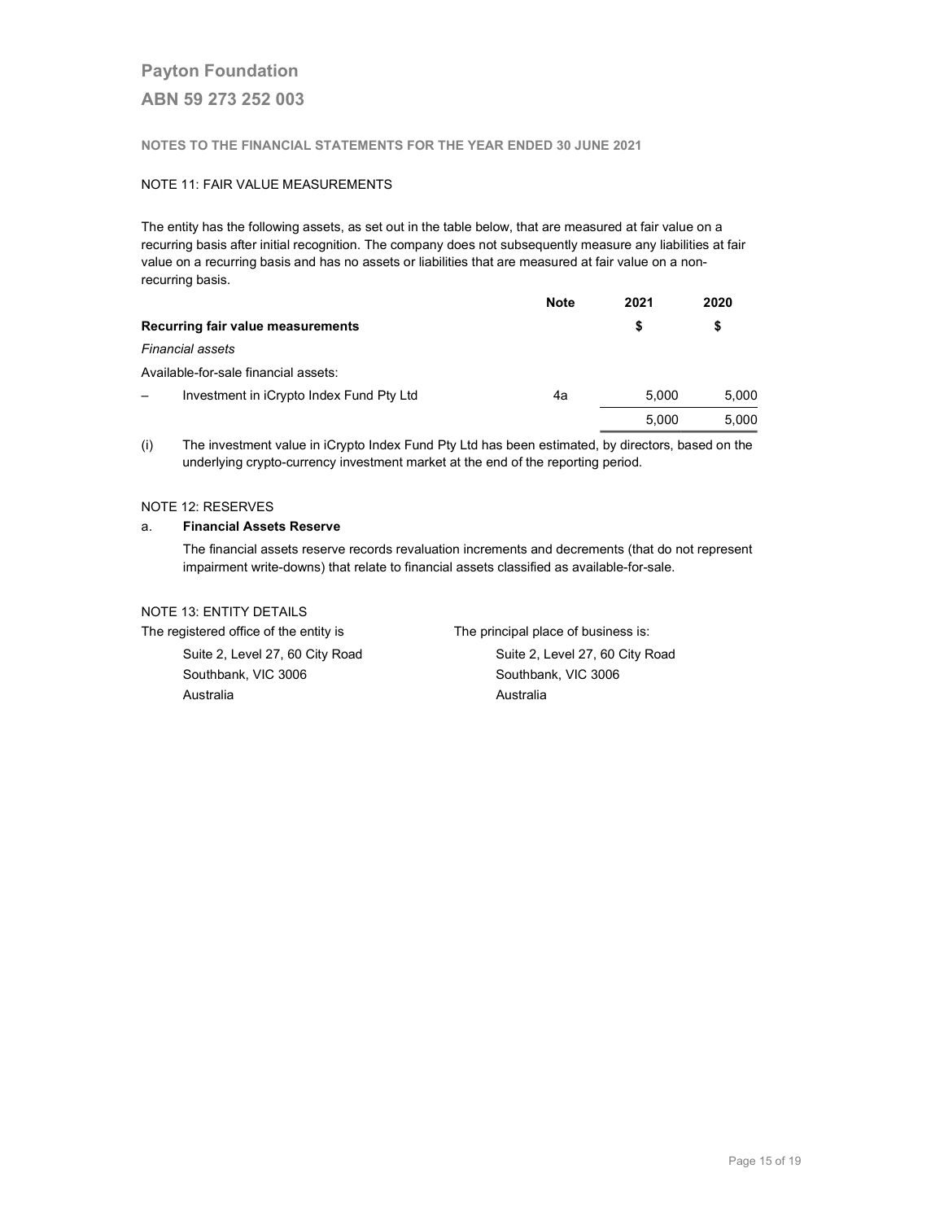# Payton Foundation

## ABN 59 273 252 003

**NOTES TO THE FINANCIAL STATEMENTS FOR THE YEAR ENDED 30 JUNE 2021**

NOTE 11: FAIR VALUE MEASUREMENTS

The entity has the following assets, as set out in the table below, that are measured at fair value on a recurring basis after initial recognition. The company does not subsequently measure any liabilities at fair value on a recurring basis and has no assets or liabilities that are measured at fair value on a non-recurring basis.

| | Note | 2021 | 2020 |
|---|---|---|---|
| **Recurring fair value measurements** | | **$** | **$** |
| *Financial assets* | | | |
| Available-for-sale financial assets: | | | |
| – Investment in iCrypto Index Fund Pty Ltd | 4a | 5,000 | 5,000 |
| | | 5,000 | 5,000 |

(i) The investment value in iCrypto Index Fund Pty Ltd has been estimated, by directors, based on the underlying crypto-currency investment market at the end of the reporting period.

NOTE 12: RESERVES

a. **Financial Assets Reserve**

The financial assets reserve records revaluation increments and decrements (that do not represent impairment write-downs) that relate to financial assets classified as available-for-sale.

NOTE 13: ENTITY DETAILS

The registered office of the entity is

Suite 2, Level 27, 60 City Road
Southbank, VIC 3006
Australia

The principal place of business is:

Suite 2, Level 27, 60 City Road
Southbank, VIC 3006
Australia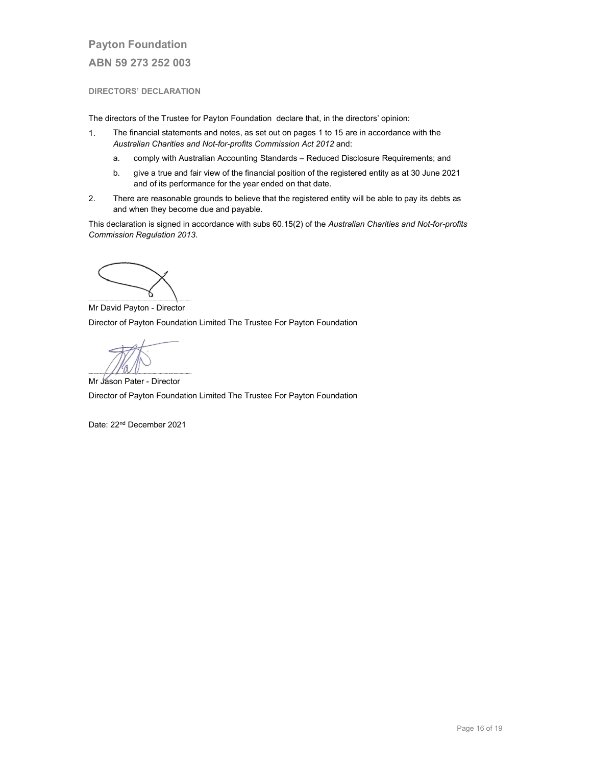# Payton Foundation

## ABN 59 273 252 003

### DIRECTORS' DECLARATION

The directors of the Trustee for Payton Foundation declare that, in the directors' opinion:

1. The financial statements and notes, as set out on pages 1 to 15 are in accordance with the *Australian Charities and Not-for-profits Commission Act 2012* and:
   a. comply with Australian Accounting Standards – Reduced Disclosure Requirements; and
   b. give a true and fair view of the financial position of the registered entity as at 30 June 2021 and of its performance for the year ended on that date.
2. There are reasonable grounds to believe that the registered entity will be able to pay its debts as and when they become due and payable.

This declaration is signed in accordance with subs 60.15(2) of the *Australian Charities and Not-for-profits Commission Regulation 2013*.

Mr David Payton - Director

Director of Payton Foundation Limited The Trustee For Payton Foundation

Mr Jason Pater - Director

Director of Payton Foundation Limited The Trustee For Payton Foundation

Date: 22nd December 2021